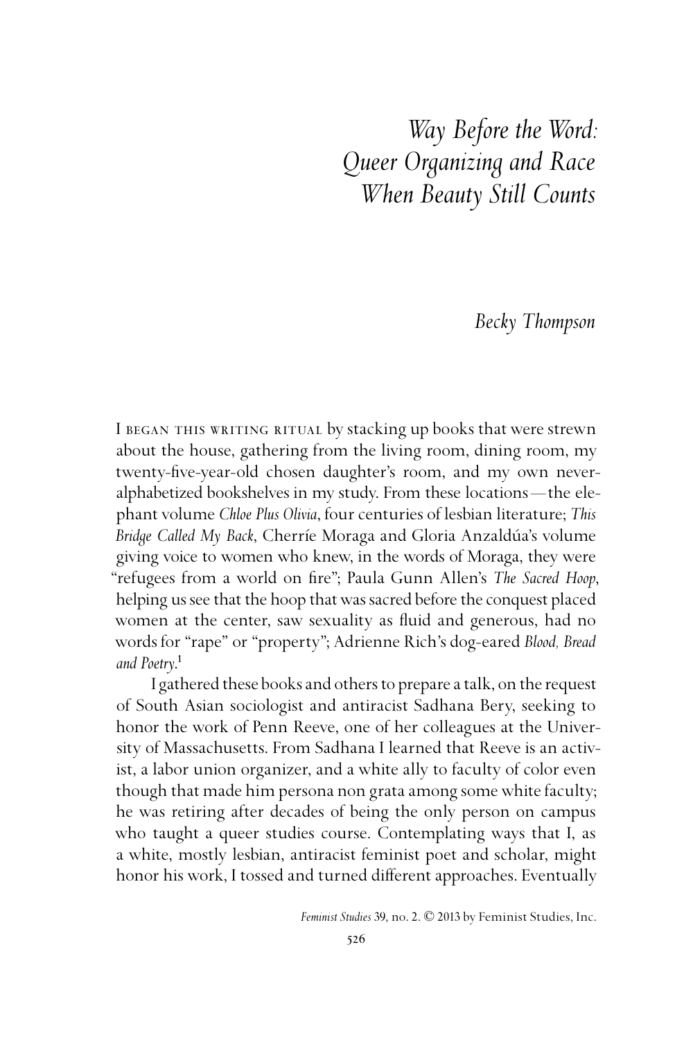# *Way Before the Word: Queer Organizing and Race When Beauty Still Counts*

*Becky Thompson*

I began this writing ritual by stacking up books that were strewn about the house, gathering from the living room, dining room, my twenty-five-year-old chosen daughter's room, and my own never-alphabetized bookshelves in my study. From these locations—the elephant volume *Chloe Plus Olivia*, four centuries of lesbian literature; *This Bridge Called My Back*, Cherríe Moraga and Gloria Anzaldúa's volume giving voice to women who knew, in the words of Moraga, they were "refugees from a world on fire"; Paula Gunn Allen's *The Sacred Hoop*, helping us see that the hoop that was sacred before the conquest placed women at the center, saw sexuality as fluid and generous, had no words for "rape" or "property"; Adrienne Rich's dog-eared *Blood, Bread and Poetry*.[1]

I gathered these books and others to prepare a talk, on the request of South Asian sociologist and antiracist Sadhana Bery, seeking to honor the work of Penn Reeve, one of her colleagues at the University of Massachusetts. From Sadhana I learned that Reeve is an activist, a labor union organizer, and a white ally to faculty of color even though that made him persona non grata among some white faculty; he was retiring after decades of being the only person on campus who taught a queer studies course. Contemplating ways that I, as a white, mostly lesbian, antiracist feminist poet and scholar, might honor his work, I tossed and turned different approaches. Eventually

*Feminist Studies* 39, no. 2. © 2013 by Feminist Studies, Inc.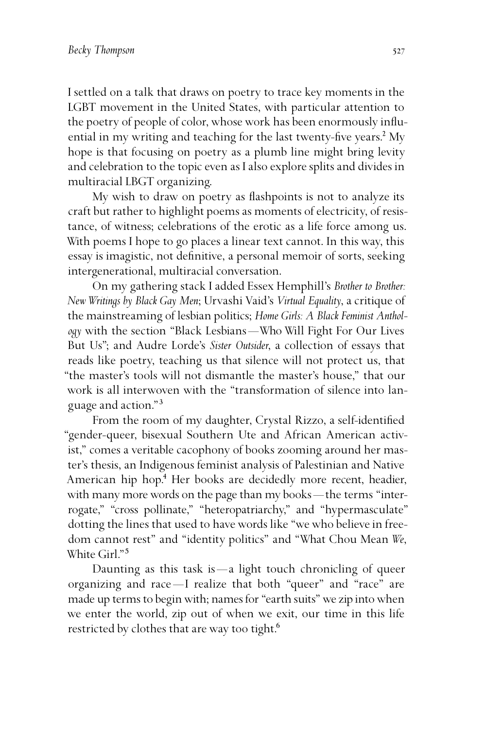I settled on a talk that draws on poetry to trace key moments in the LGBT movement in the United States, with particular attention to the poetry of people of color, whose work has been enormously influential in my writing and teaching for the last twenty-five years.[2] My hope is that focusing on poetry as a plumb line might bring levity and celebration to the topic even as I also explore splits and divides in multiracial LBGT organizing.

My wish to draw on poetry as flashpoints is not to analyze its craft but rather to highlight poems as moments of electricity, of resistance, of witness; celebrations of the erotic as a life force among us. With poems I hope to go places a linear text cannot. In this way, this essay is imagistic, not definitive, a personal memoir of sorts, seeking intergenerational, multiracial conversation.

On my gathering stack I added Essex Hemphill's *Brother to Brother: New Writings by Black Gay Men*; Urvashi Vaid's *Virtual Equality*, a critique of the mainstreaming of lesbian politics; *Home Girls: A Black Feminist Anthology* with the section "Black Lesbians—Who Will Fight For Our Lives But Us"; and Audre Lorde's *Sister Outsider*, a collection of essays that reads like poetry, teaching us that silence will not protect us, that "the master's tools will not dismantle the master's house," that our work is all interwoven with the "transformation of silence into language and action."[3]

From the room of my daughter, Crystal Rizzo, a self-identified "gender-queer, bisexual Southern Ute and African American activist," comes a veritable cacophony of books zooming around her master's thesis, an Indigenous feminist analysis of Palestinian and Native American hip hop.[4] Her books are decidedly more recent, headier, with many more words on the page than my books—the terms "interrogate," "cross pollinate," "heteropatriarchy," and "hypermasculate" dotting the lines that used to have words like "we who believe in freedom cannot rest" and "identity politics" and "What Chou Mean *We*, White Girl."[5]

Daunting as this task is—a light touch chronicling of queer organizing and race—I realize that both "queer" and "race" are made up terms to begin with; names for "earth suits" we zip into when we enter the world, zip out of when we exit, our time in this life restricted by clothes that are way too tight.[6]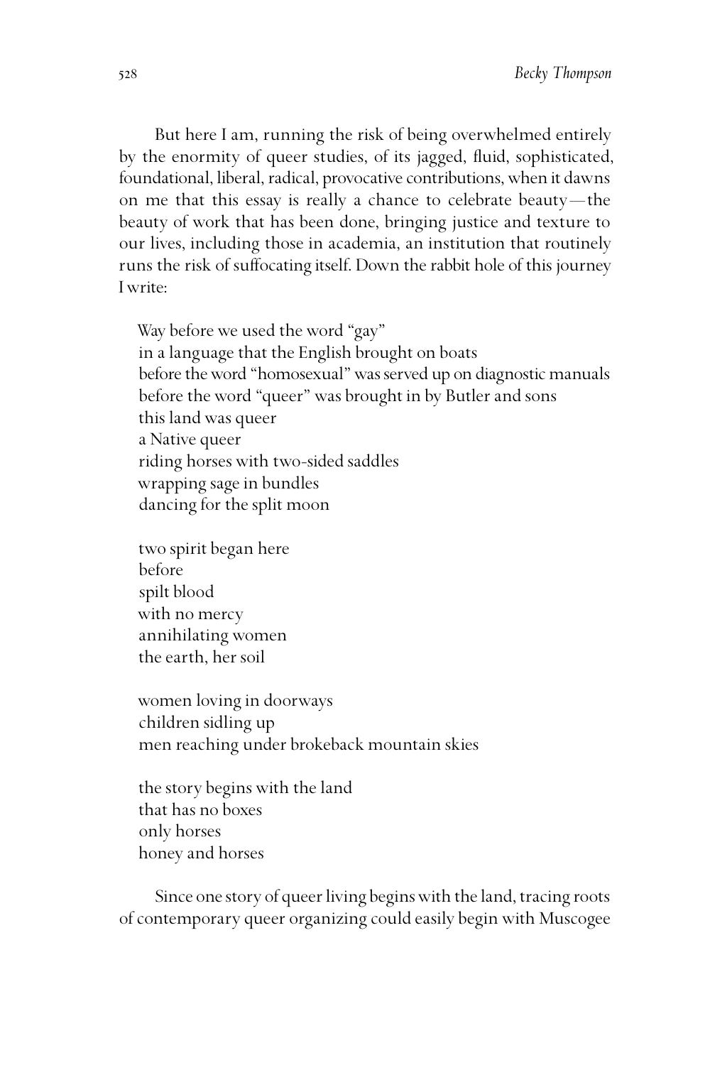But here I am, running the risk of being overwhelmed entirely by the enormity of queer studies, of its jagged, fluid, sophisticated, foundational, liberal, radical, provocative contributions, when it dawns on me that this essay is really a chance to celebrate beauty—the beauty of work that has been done, bringing justice and texture to our lives, including those in academia, an institution that routinely runs the risk of suffocating itself. Down the rabbit hole of this journey I write:

> Way before we used the word "gay"  
> in a language that the English brought on boats  
> before the word "homosexual" was served up on diagnostic manuals  
> before the word "queer" was brought in by Butler and sons  
> this land was queer  
> a Native queer  
> riding horses with two-sided saddles  
> wrapping sage in bundles  
> dancing for the split moon
>
> two spirit began here  
> before  
> spilt blood  
> with no mercy  
> annihilating women  
> the earth, her soil
>
> women loving in doorways  
> children sidling up  
> men reaching under brokeback mountain skies
>
> the story begins with the land  
> that has no boxes  
> only horses  
> honey and horses

Since one story of queer living begins with the land, tracing roots of contemporary queer organizing could easily begin with Muscogee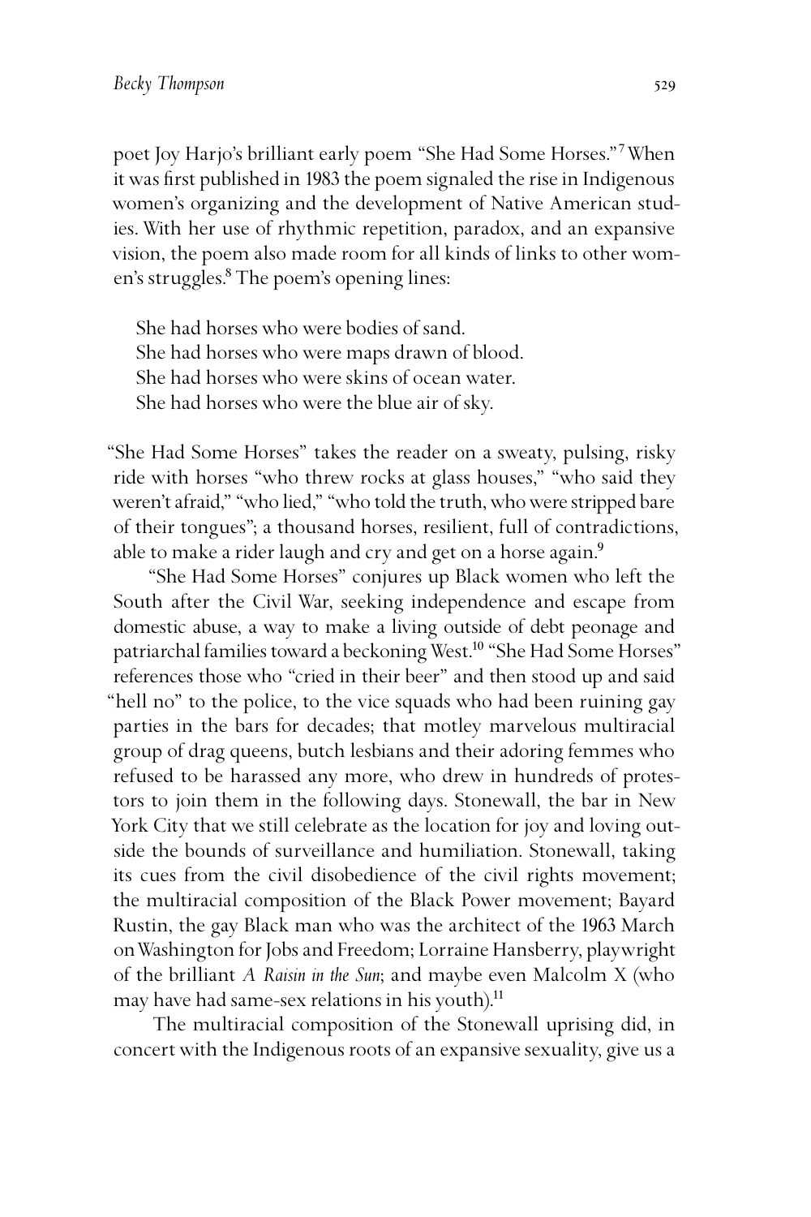poet Joy Harjo's brilliant early poem "She Had Some Horses."[7] When it was first published in 1983 the poem signaled the rise in Indigenous women's organizing and the development of Native American studies. With her use of rhythmic repetition, paradox, and an expansive vision, the poem also made room for all kinds of links to other women's struggles.[8] The poem's opening lines:

> She had horses who were bodies of sand.
> She had horses who were maps drawn of blood.
> She had horses who were skins of ocean water.
> She had horses who were the blue air of sky.

"She Had Some Horses" takes the reader on a sweaty, pulsing, risky ride with horses "who threw rocks at glass houses," "who said they weren't afraid," "who lied," "who told the truth, who were stripped bare of their tongues"; a thousand horses, resilient, full of contradictions, able to make a rider laugh and cry and get on a horse again.[9]

"She Had Some Horses" conjures up Black women who left the South after the Civil War, seeking independence and escape from domestic abuse, a way to make a living outside of debt peonage and patriarchal families toward a beckoning West.[10] "She Had Some Horses" references those who "cried in their beer" and then stood up and said "hell no" to the police, to the vice squads who had been ruining gay parties in the bars for decades; that motley marvelous multiracial group of drag queens, butch lesbians and their adoring femmes who refused to be harassed any more, who drew in hundreds of protestors to join them in the following days. Stonewall, the bar in New York City that we still celebrate as the location for joy and loving outside the bounds of surveillance and humiliation. Stonewall, taking its cues from the civil disobedience of the civil rights movement; the multiracial composition of the Black Power movement; Bayard Rustin, the gay Black man who was the architect of the 1963 March on Washington for Jobs and Freedom; Lorraine Hansberry, playwright of the brilliant *A Raisin in the Sun*; and maybe even Malcolm X (who may have had same-sex relations in his youth).[11]

The multiracial composition of the Stonewall uprising did, in concert with the Indigenous roots of an expansive sexuality, give us a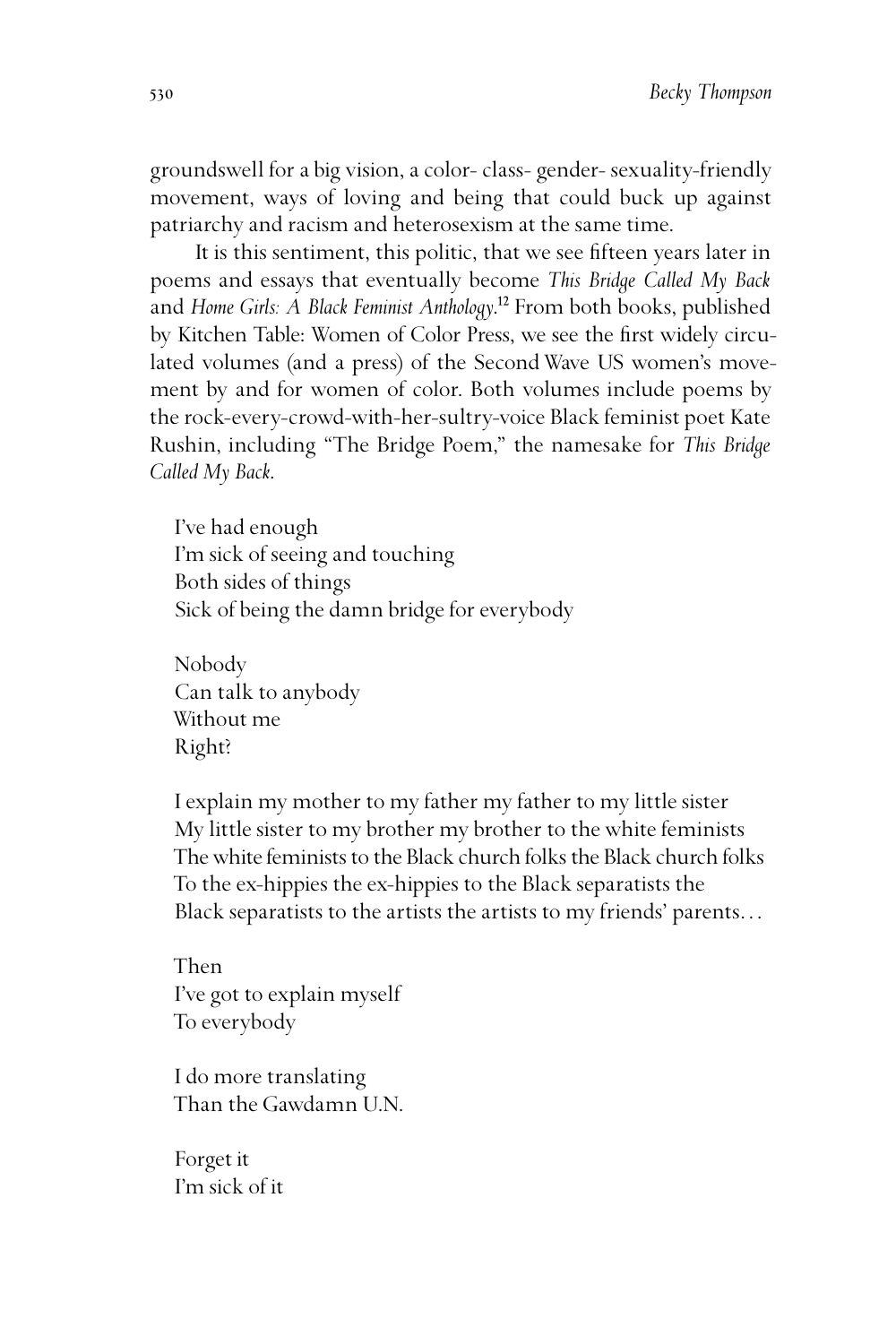groundswell for a big vision, a color- class- gender- sexuality-friendly movement, ways of loving and being that could buck up against patriarchy and racism and heterosexism at the same time.

It is this sentiment, this politic, that we see fifteen years later in poems and essays that eventually become *This Bridge Called My Back* and *Home Girls: A Black Feminist Anthology*.[12] From both books, published by Kitchen Table: Women of Color Press, we see the first widely circulated volumes (and a press) of the Second Wave US women's movement by and for women of color. Both volumes include poems by the rock-every-crowd-with-her-sultry-voice Black feminist poet Kate Rushin, including "The Bridge Poem," the namesake for *This Bridge Called My Back*.

> I've had enough  
> I'm sick of seeing and touching  
> Both sides of things  
> Sick of being the damn bridge for everybody
>
> Nobody  
> Can talk to anybody  
> Without me  
> Right?
>
> I explain my mother to my father my father to my little sister  
> My little sister to my brother my brother to the white feminists  
> The white feminists to the Black church folks the Black church folks  
> To the ex-hippies the ex-hippies to the Black separatists the  
> Black separatists to the artists the artists to my friends' parents...
>
> Then  
> I've got to explain myself  
> To everybody
>
> I do more translating  
> Than the Gawdamn U.N.
>
> Forget it  
> I'm sick of it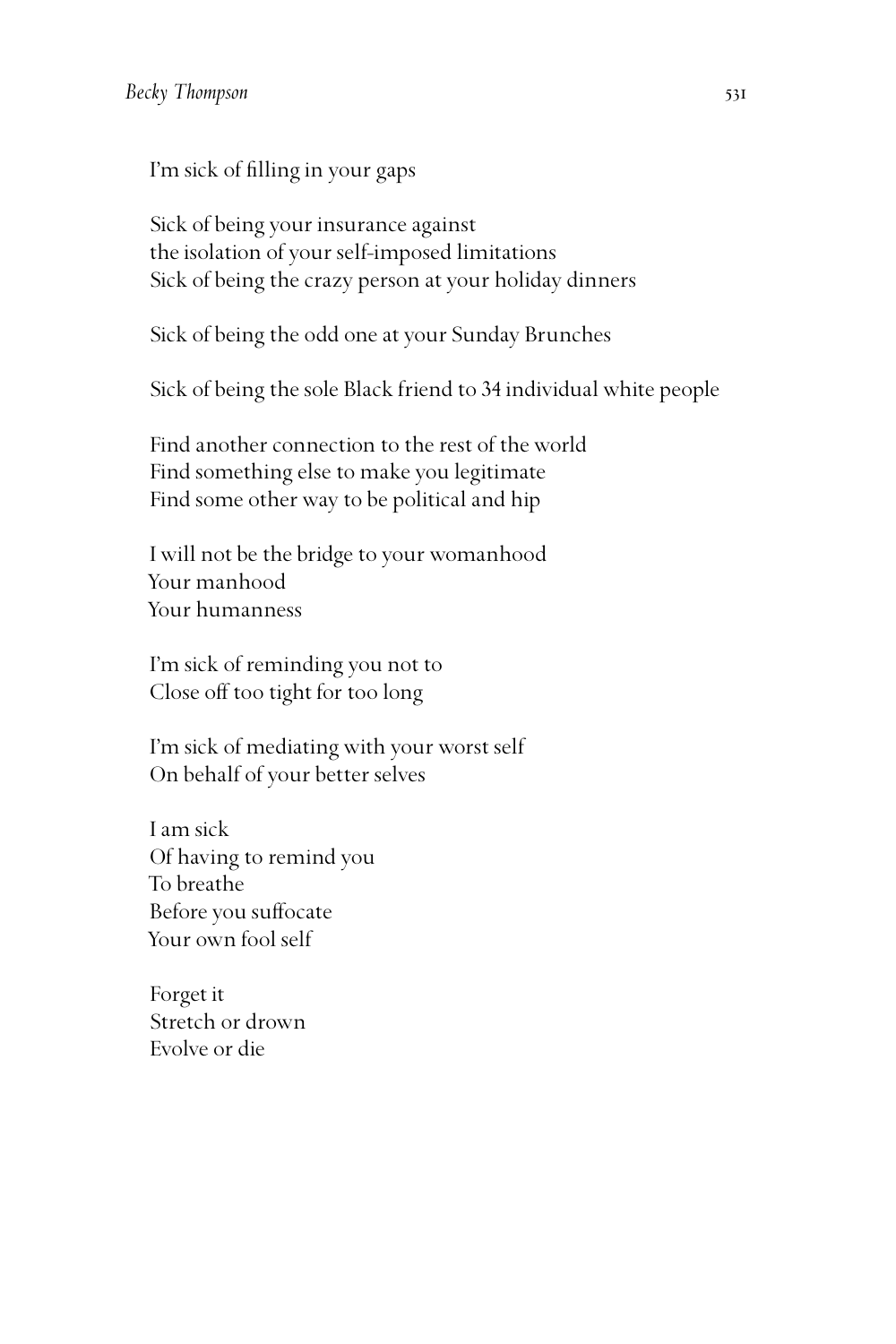I'm sick of filling in your gaps

Sick of being your insurance against  
the isolation of your self-imposed limitations  
Sick of being the crazy person at your holiday dinners

Sick of being the odd one at your Sunday Brunches

Sick of being the sole Black friend to 34 individual white people

Find another connection to the rest of the world  
Find something else to make you legitimate  
Find some other way to be political and hip

I will not be the bridge to your womanhood  
Your manhood  
Your humanness

I'm sick of reminding you not to  
Close off too tight for too long

I'm sick of mediating with your worst self  
On behalf of your better selves

I am sick  
Of having to remind you  
To breathe  
Before you suffocate  
Your own fool self

Forget it  
Stretch or drown  
Evolve or die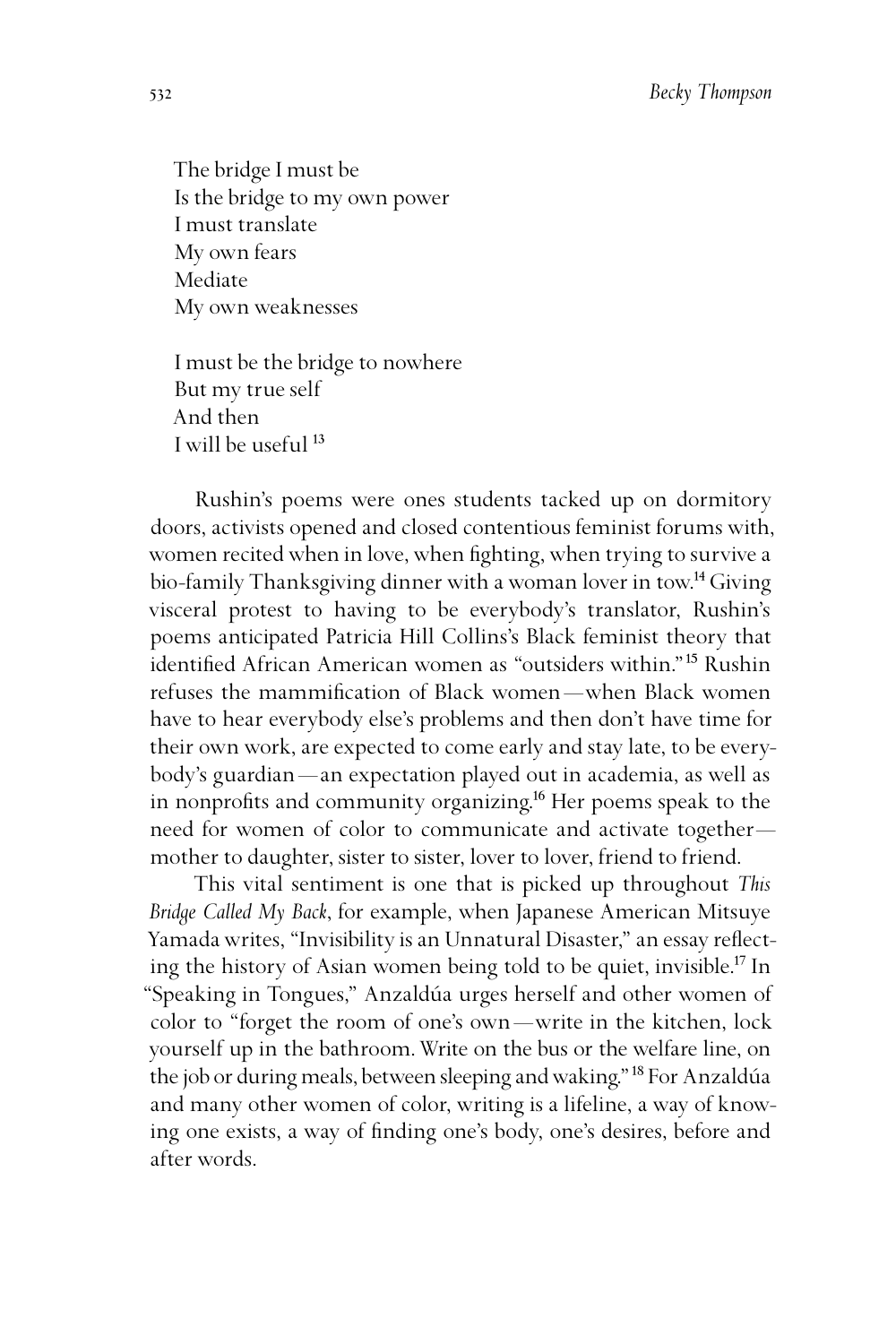The bridge I must be  
Is the bridge to my own power  
I must translate  
My own fears  
Mediate  
My own weaknesses

I must be the bridge to nowhere  
But my true self  
And then  
I will be useful [13]

Rushin's poems were ones students tacked up on dormitory doors, activists opened and closed contentious feminist forums with, women recited when in love, when fighting, when trying to survive a bio-family Thanksgiving dinner with a woman lover in tow.[14] Giving visceral protest to having to be everybody's translator, Rushin's poems anticipated Patricia Hill Collins's Black feminist theory that identified African American women as "outsiders within."[15] Rushin refuses the mammification of Black women—when Black women have to hear everybody else's problems and then don't have time for their own work, are expected to come early and stay late, to be everybody's guardian—an expectation played out in academia, as well as in nonprofits and community organizing.[16] Her poems speak to the need for women of color to communicate and activate together—mother to daughter, sister to sister, lover to lover, friend to friend.

This vital sentiment is one that is picked up throughout *This Bridge Called My Back*, for example, when Japanese American Mitsuye Yamada writes, "Invisibility is an Unnatural Disaster," an essay reflecting the history of Asian women being told to be quiet, invisible.[17] In "Speaking in Tongues," Anzaldúa urges herself and other women of color to "forget the room of one's own—write in the kitchen, lock yourself up in the bathroom. Write on the bus or the welfare line, on the job or during meals, between sleeping and waking."[18] For Anzaldúa and many other women of color, writing is a lifeline, a way of knowing one exists, a way of finding one's body, one's desires, before and after words.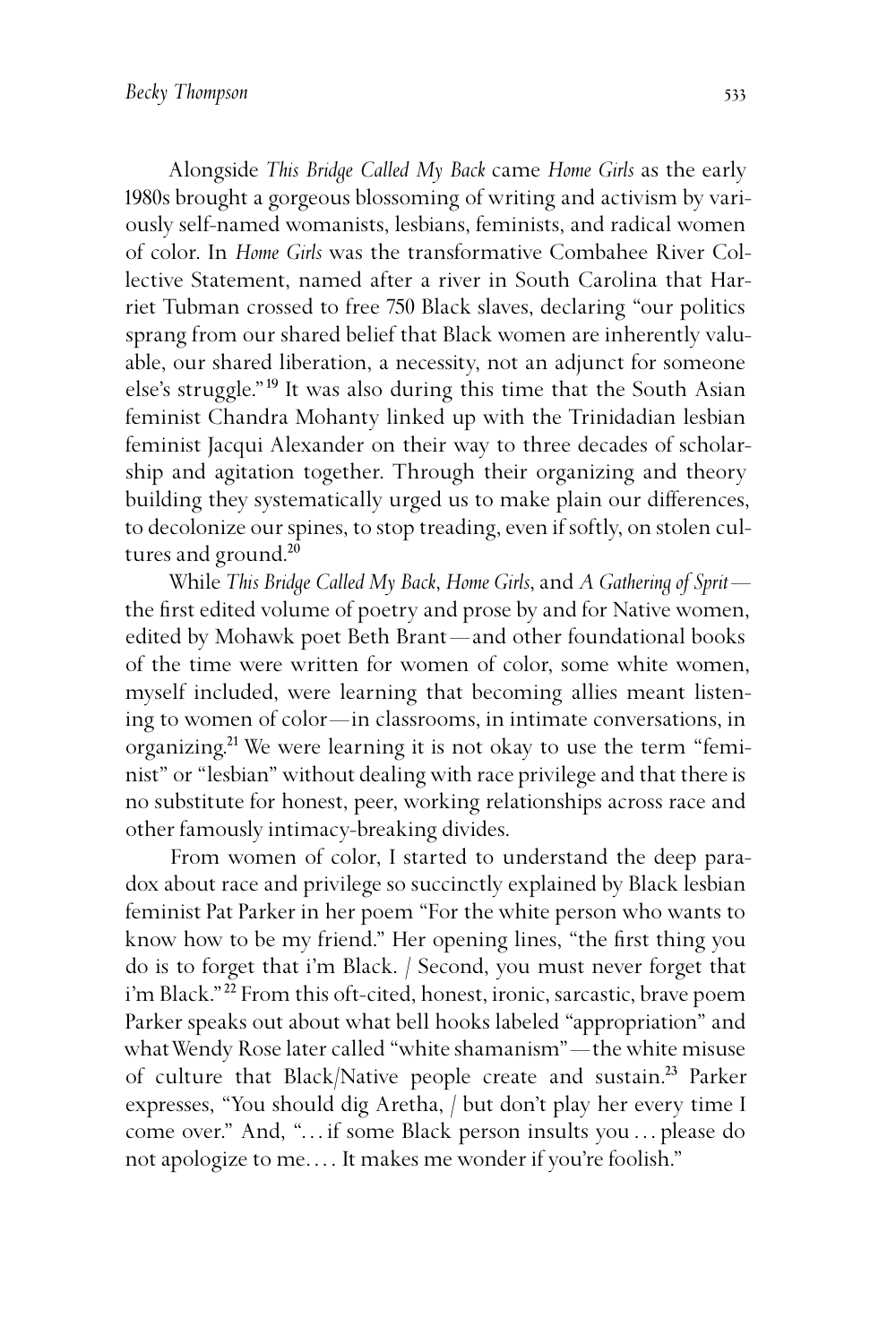Alongside *This Bridge Called My Back* came *Home Girls* as the early 1980s brought a gorgeous blossoming of writing and activism by variously self-named womanists, lesbians, feminists, and radical women of color. In *Home Girls* was the transformative Combahee River Collective Statement, named after a river in South Carolina that Harriet Tubman crossed to free 750 Black slaves, declaring "our politics sprang from our shared belief that Black women are inherently valuable, our shared liberation, a necessity, not an adjunct for someone else's struggle."[19] It was also during this time that the South Asian feminist Chandra Mohanty linked up with the Trinidadian lesbian feminist Jacqui Alexander on their way to three decades of scholarship and agitation together. Through their organizing and theory building they systematically urged us to make plain our differences, to decolonize our spines, to stop treading, even if softly, on stolen cultures and ground.[20]

While *This Bridge Called My Back*, *Home Girls*, and *A Gathering of Sprit*—the first edited volume of poetry and prose by and for Native women, edited by Mohawk poet Beth Brant—and other foundational books of the time were written for women of color, some white women, myself included, were learning that becoming allies meant listening to women of color—in classrooms, in intimate conversations, in organizing.[21] We were learning it is not okay to use the term "feminist" or "lesbian" without dealing with race privilege and that there is no substitute for honest, peer, working relationships across race and other famously intimacy-breaking divides.

From women of color, I started to understand the deep paradox about race and privilege so succinctly explained by Black lesbian feminist Pat Parker in her poem "For the white person who wants to know how to be my friend." Her opening lines, "the first thing you do is to forget that i'm Black. / Second, you must never forget that i'm Black."[22] From this oft-cited, honest, ironic, sarcastic, brave poem Parker speaks out about what bell hooks labeled "appropriation" and what Wendy Rose later called "white shamanism"—the white misuse of culture that Black/Native people create and sustain.[23] Parker expresses, "You should dig Aretha, / but don't play her every time I come over." And, "... if some Black person insults you ... please do not apologize to me.... It makes me wonder if you're foolish."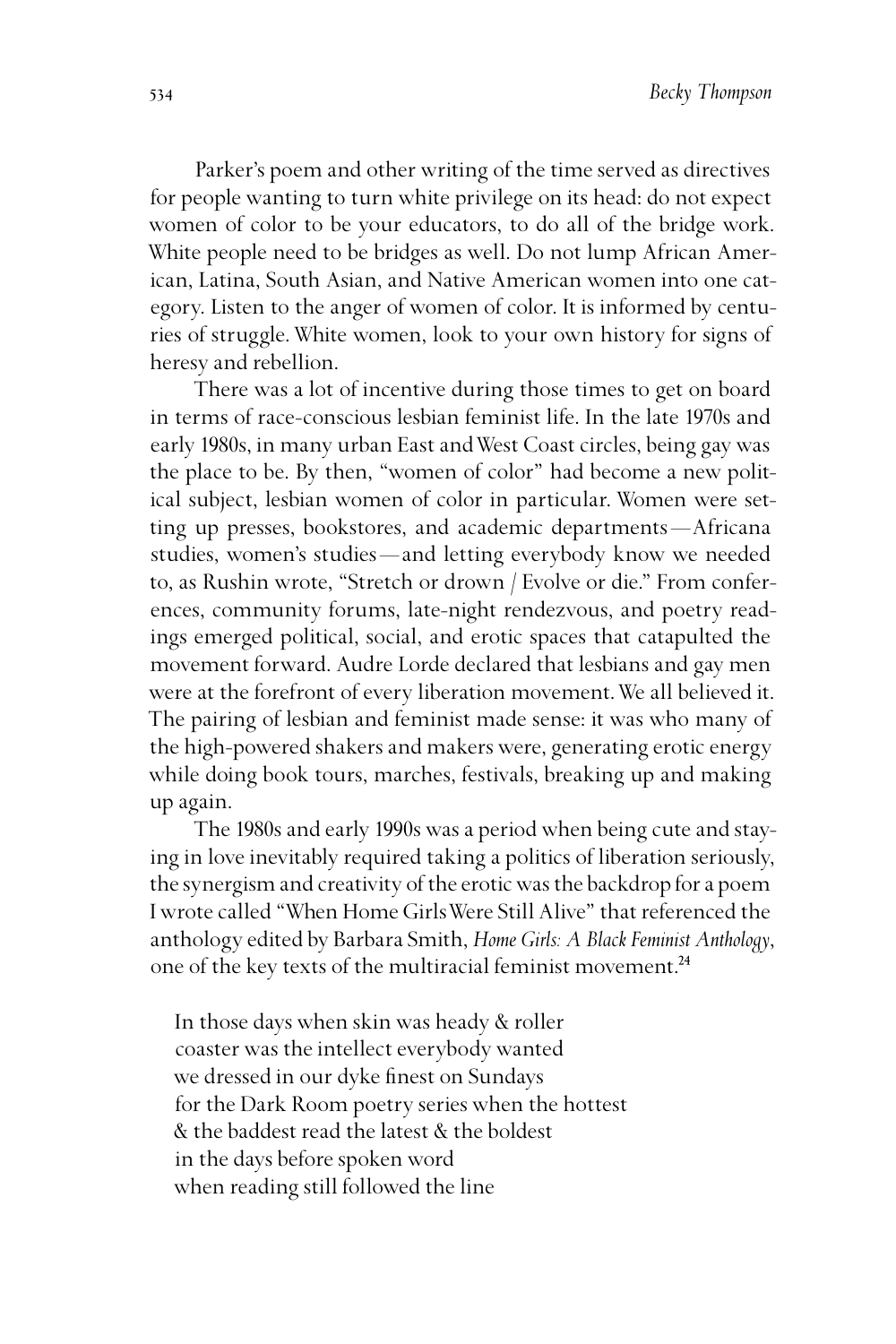Parker's poem and other writing of the time served as directives for people wanting to turn white privilege on its head: do not expect women of color to be your educators, to do all of the bridge work. White people need to be bridges as well. Do not lump African American, Latina, South Asian, and Native American women into one category. Listen to the anger of women of color. It is informed by centuries of struggle. White women, look to your own history for signs of heresy and rebellion.

There was a lot of incentive during those times to get on board in terms of race-conscious lesbian feminist life. In the late 1970s and early 1980s, in many urban East and West Coast circles, being gay was the place to be. By then, "women of color" had become a new political subject, lesbian women of color in particular. Women were setting up presses, bookstores, and academic departments—Africana studies, women's studies—and letting everybody know we needed to, as Rushin wrote, "Stretch or drown / Evolve or die." From conferences, community forums, late-night rendezvous, and poetry readings emerged political, social, and erotic spaces that catapulted the movement forward. Audre Lorde declared that lesbians and gay men were at the forefront of every liberation movement. We all believed it. The pairing of lesbian and feminist made sense: it was who many of the high-powered shakers and makers were, generating erotic energy while doing book tours, marches, festivals, breaking up and making up again.

The 1980s and early 1990s was a period when being cute and staying in love inevitably required taking a politics of liberation seriously, the synergism and creativity of the erotic was the backdrop for a poem I wrote called "When Home Girls Were Still Alive" that referenced the anthology edited by Barbara Smith, *Home Girls: A Black Feminist Anthology*, one of the key texts of the multiracial feminist movement.[24]

> In those days when skin was heady & roller  
> coaster was the intellect everybody wanted  
> we dressed in our dyke finest on Sundays  
> for the Dark Room poetry series when the hottest  
> & the baddest read the latest & the boldest  
> in the days before spoken word  
> when reading still followed the line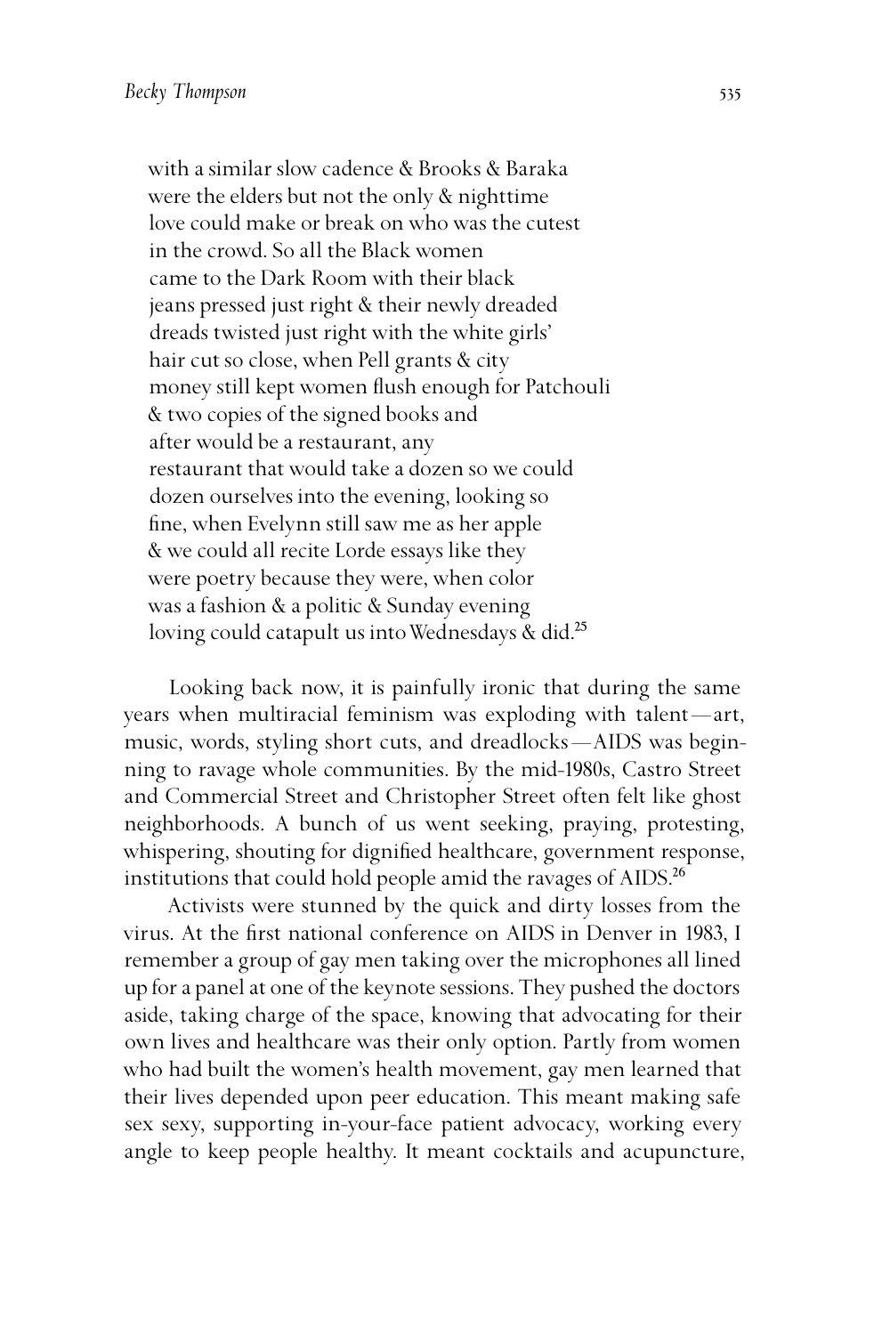with a similar slow cadence & Brooks & Baraka  
were the elders but not the only & nighttime  
love could make or break on who was the cutest  
in the crowd. So all the Black women  
came to the Dark Room with their black  
jeans pressed just right & their newly dreaded  
dreads twisted just right with the white girls'  
hair cut so close, when Pell grants & city  
money still kept women flush enough for Patchouli  
& two copies of the signed books and  
after would be a restaurant, any  
restaurant that would take a dozen so we could  
dozen ourselves into the evening, looking so  
fine, when Evelynn still saw me as her apple  
& we could all recite Lorde essays like they  
were poetry because they were, when color  
was a fashion & a politic & Sunday evening  
loving could catapult us into Wednesdays & did.[25]

Looking back now, it is painfully ironic that during the same years when multiracial feminism was exploding with talent—art, music, words, styling short cuts, and dreadlocks—AIDS was beginning to ravage whole communities. By the mid-1980s, Castro Street and Commercial Street and Christopher Street often felt like ghost neighborhoods. A bunch of us went seeking, praying, protesting, whispering, shouting for dignified healthcare, government response, institutions that could hold people amid the ravages of AIDS.[26]

Activists were stunned by the quick and dirty losses from the virus. At the first national conference on AIDS in Denver in 1983, I remember a group of gay men taking over the microphones all lined up for a panel at one of the keynote sessions. They pushed the doctors aside, taking charge of the space, knowing that advocating for their own lives and healthcare was their only option. Partly from women who had built the women's health movement, gay men learned that their lives depended upon peer education. This meant making safe sex sexy, supporting in-your-face patient advocacy, working every angle to keep people healthy. It meant cocktails and acupuncture,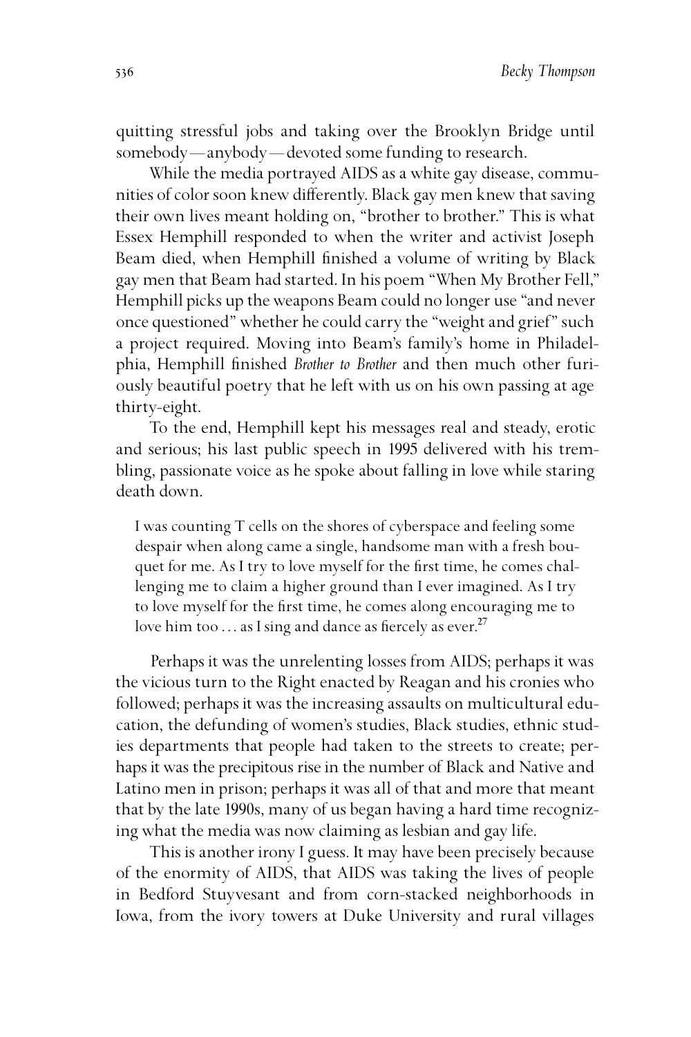quitting stressful jobs and taking over the Brooklyn Bridge until somebody—anybody—devoted some funding to research.

While the media portrayed AIDS as a white gay disease, communities of color soon knew differently. Black gay men knew that saving their own lives meant holding on, "brother to brother." This is what Essex Hemphill responded to when the writer and activist Joseph Beam died, when Hemphill finished a volume of writing by Black gay men that Beam had started. In his poem "When My Brother Fell," Hemphill picks up the weapons Beam could no longer use "and never once questioned" whether he could carry the "weight and grief" such a project required. Moving into Beam's family's home in Philadelphia, Hemphill finished *Brother to Brother* and then much other furiously beautiful poetry that he left with us on his own passing at age thirty-eight.

To the end, Hemphill kept his messages real and steady, erotic and serious; his last public speech in 1995 delivered with his trembling, passionate voice as he spoke about falling in love while staring death down.

> I was counting T cells on the shores of cyberspace and feeling some despair when along came a single, handsome man with a fresh bouquet for me. As I try to love myself for the first time, he comes challenging me to claim a higher ground than I ever imagined. As I try to love myself for the first time, he comes along encouraging me to love him too . . . as I sing and dance as fiercely as ever.[27]

Perhaps it was the unrelenting losses from AIDS; perhaps it was the vicious turn to the Right enacted by Reagan and his cronies who followed; perhaps it was the increasing assaults on multicultural education, the defunding of women's studies, Black studies, ethnic studies departments that people had taken to the streets to create; perhaps it was the precipitous rise in the number of Black and Native and Latino men in prison; perhaps it was all of that and more that meant that by the late 1990s, many of us began having a hard time recognizing what the media was now claiming as lesbian and gay life.

This is another irony I guess. It may have been precisely because of the enormity of AIDS, that AIDS was taking the lives of people in Bedford Stuyvesant and from corn-stacked neighborhoods in Iowa, from the ivory towers at Duke University and rural villages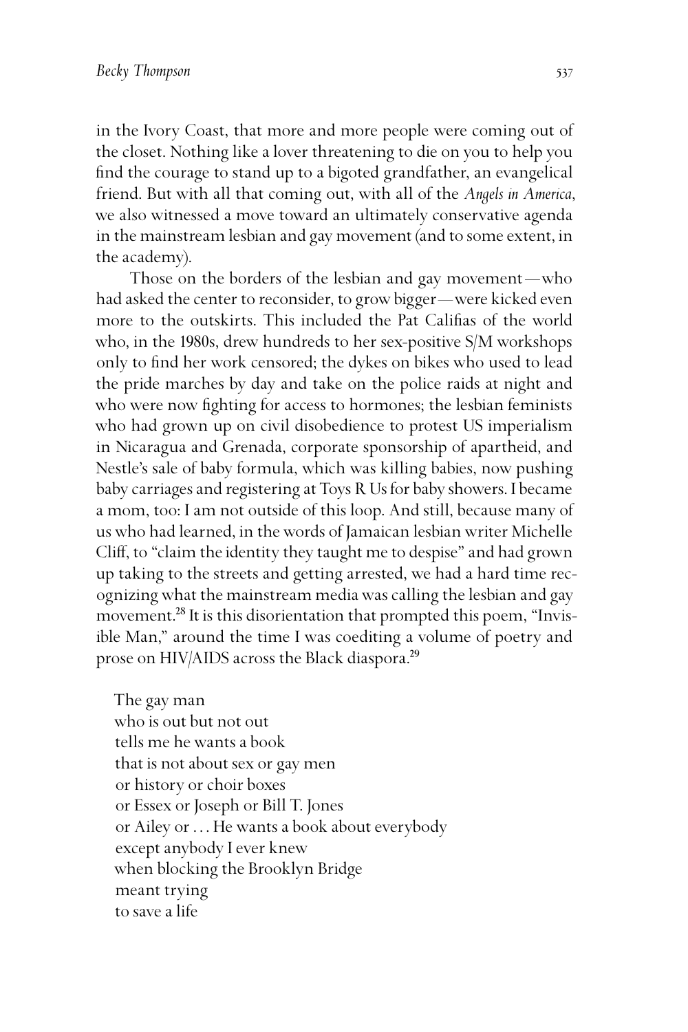in the Ivory Coast, that more and more people were coming out of the closet. Nothing like a lover threatening to die on you to help you find the courage to stand up to a bigoted grandfather, an evangelical friend. But with all that coming out, with all of the *Angels in America*, we also witnessed a move toward an ultimately conservative agenda in the mainstream lesbian and gay movement (and to some extent, in the academy).

Those on the borders of the lesbian and gay movement—who had asked the center to reconsider, to grow bigger—were kicked even more to the outskirts. This included the Pat Califias of the world who, in the 1980s, drew hundreds to her sex-positive S/M workshops only to find her work censored; the dykes on bikes who used to lead the pride marches by day and take on the police raids at night and who were now fighting for access to hormones; the lesbian feminists who had grown up on civil disobedience to protest US imperialism in Nicaragua and Grenada, corporate sponsorship of apartheid, and Nestle's sale of baby formula, which was killing babies, now pushing baby carriages and registering at Toys R Us for baby showers. I became a mom, too: I am not outside of this loop. And still, because many of us who had learned, in the words of Jamaican lesbian writer Michelle Cliff, to "claim the identity they taught me to despise" and had grown up taking to the streets and getting arrested, we had a hard time recognizing what the mainstream media was calling the lesbian and gay movement.[28] It is this disorientation that prompted this poem, "Invisible Man," around the time I was coediting a volume of poetry and prose on HIV/AIDS across the Black diaspora.[29]

The gay man
who is out but not out
tells me he wants a book
that is not about sex or gay men
or history or choir boxes
or Essex or Joseph or Bill T. Jones
or Ailey or . . . He wants a book about everybody
except anybody I ever knew
when blocking the Brooklyn Bridge
meant trying
to save a life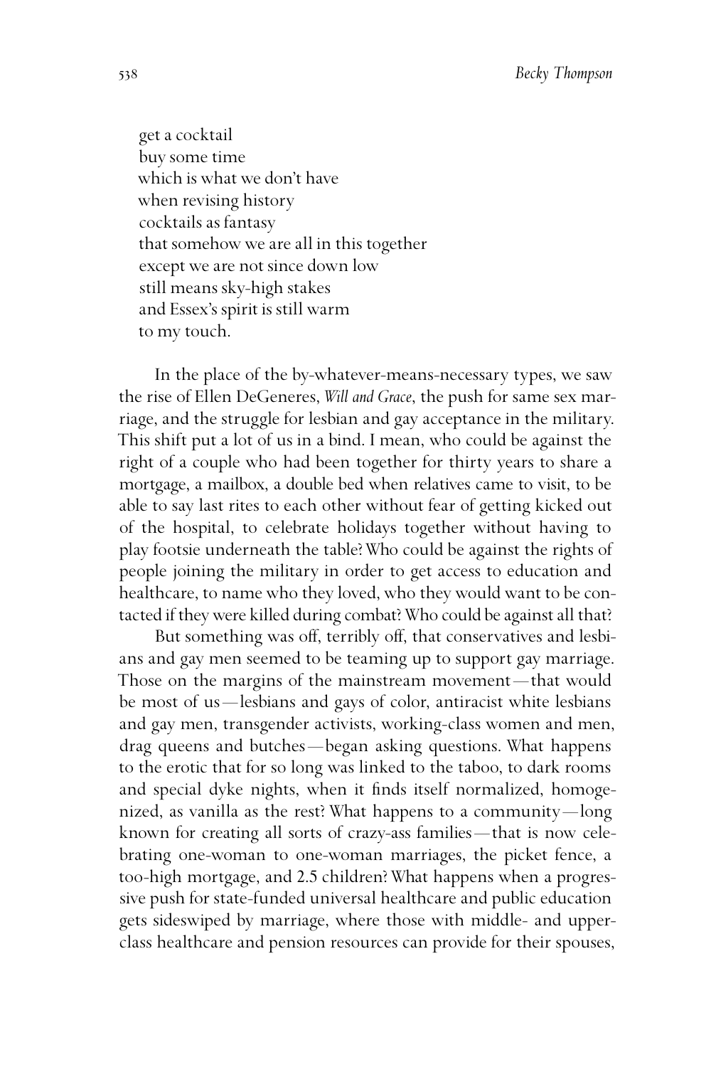get a cocktail  
buy some time  
which is what we don't have  
when revising history  
cocktails as fantasy  
that somehow we are all in this together  
except we are not since down low  
still means sky-high stakes  
and Essex's spirit is still warm  
to my touch.

In the place of the by-whatever-means-necessary types, we saw the rise of Ellen DeGeneres, *Will and Grace*, the push for same sex marriage, and the struggle for lesbian and gay acceptance in the military. This shift put a lot of us in a bind. I mean, who could be against the right of a couple who had been together for thirty years to share a mortgage, a mailbox, a double bed when relatives came to visit, to be able to say last rites to each other without fear of getting kicked out of the hospital, to celebrate holidays together without having to play footsie underneath the table? Who could be against the rights of people joining the military in order to get access to education and healthcare, to name who they loved, who they would want to be contacted if they were killed during combat? Who could be against all that?

But something was off, terribly off, that conservatives and lesbians and gay men seemed to be teaming up to support gay marriage. Those on the margins of the mainstream movement—that would be most of us—lesbians and gays of color, antiracist white lesbians and gay men, transgender activists, working-class women and men, drag queens and butches—began asking questions. What happens to the erotic that for so long was linked to the taboo, to dark rooms and special dyke nights, when it finds itself normalized, homogenized, as vanilla as the rest? What happens to a community—long known for creating all sorts of crazy-ass families—that is now celebrating one-woman to one-woman marriages, the picket fence, a too-high mortgage, and 2.5 children? What happens when a progressive push for state-funded universal healthcare and public education gets sideswiped by marriage, where those with middle- and upper-class healthcare and pension resources can provide for their spouses,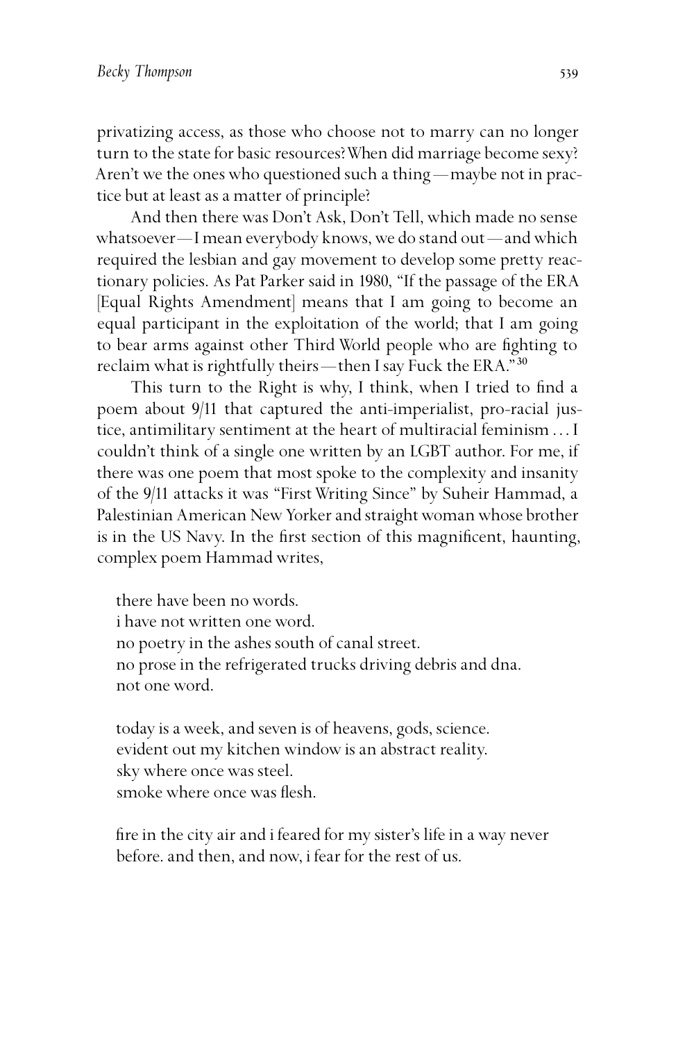privatizing access, as those who choose not to marry can no longer turn to the state for basic resources? When did marriage become sexy? Aren't we the ones who questioned such a thing—maybe not in practice but at least as a matter of principle?

And then there was Don't Ask, Don't Tell, which made no sense whatsoever—I mean everybody knows, we do stand out—and which required the lesbian and gay movement to develop some pretty reactionary policies. As Pat Parker said in 1980, "If the passage of the ERA [Equal Rights Amendment] means that I am going to become an equal participant in the exploitation of the world; that I am going to bear arms against other Third World people who are fighting to reclaim what is rightfully theirs—then I say Fuck the ERA."[30]

This turn to the Right is why, I think, when I tried to find a poem about 9/11 that captured the anti-imperialist, pro-racial justice, antimilitary sentiment at the heart of multiracial feminism . . . I couldn't think of a single one written by an LGBT author. For me, if there was one poem that most spoke to the complexity and insanity of the 9/11 attacks it was "First Writing Since" by Suheir Hammad, a Palestinian American New Yorker and straight woman whose brother is in the US Navy. In the first section of this magnificent, haunting, complex poem Hammad writes,

> there have been no words.
> i have not written one word.
> no poetry in the ashes south of canal street.
> no prose in the refrigerated trucks driving debris and dna.
> not one word.
>
> today is a week, and seven is of heavens, gods, science.
> evident out my kitchen window is an abstract reality.
> sky where once was steel.
> smoke where once was flesh.
>
> fire in the city air and i feared for my sister's life in a way never before. and then, and now, i fear for the rest of us.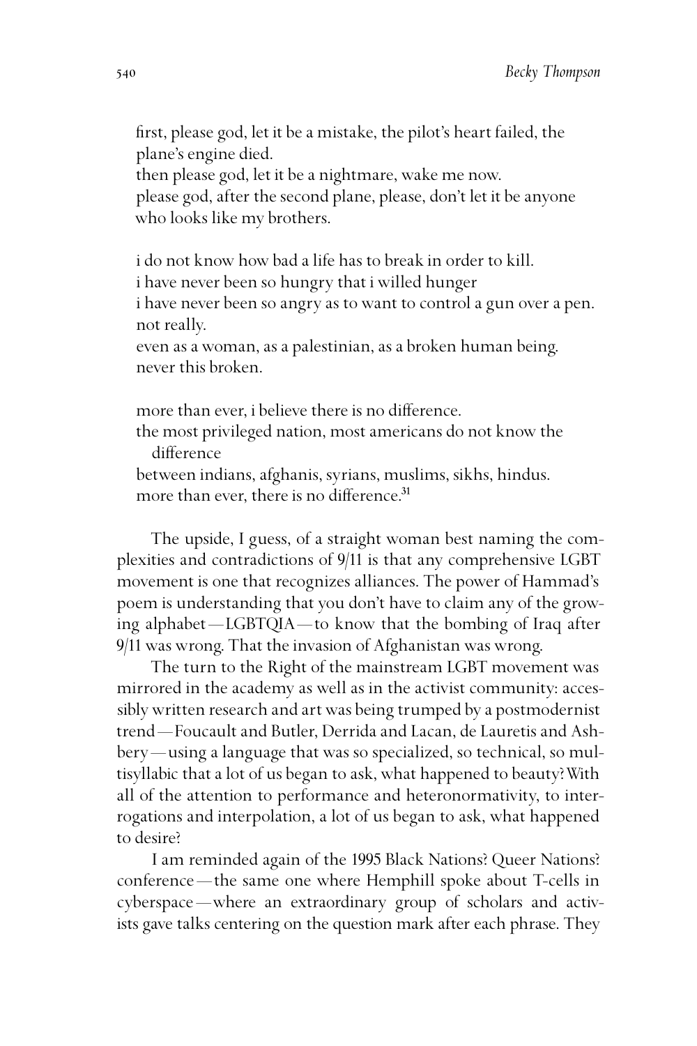first, please god, let it be a mistake, the pilot's heart failed, the plane's engine died.
then please god, let it be a nightmare, wake me now.
please god, after the second plane, please, don't let it be anyone who looks like my brothers.

i do not know how bad a life has to break in order to kill.
i have never been so hungry that i willed hunger
i have never been so angry as to want to control a gun over a pen.
not really.
even as a woman, as a palestinian, as a broken human being.
never this broken.

more than ever, i believe there is no difference.
the most privileged nation, most americans do not know the difference
between indians, afghanis, syrians, muslims, sikhs, hindus.
more than ever, there is no difference.[31]

The upside, I guess, of a straight woman best naming the complexities and contradictions of 9/11 is that any comprehensive LGBT movement is one that recognizes alliances. The power of Hammad's poem is understanding that you don't have to claim any of the growing alphabet—LGBTQIA—to know that the bombing of Iraq after 9/11 was wrong. That the invasion of Afghanistan was wrong.

The turn to the Right of the mainstream LGBT movement was mirrored in the academy as well as in the activist community: accessibly written research and art was being trumped by a postmodernist trend—Foucault and Butler, Derrida and Lacan, de Lauretis and Ashbery—using a language that was so specialized, so technical, so multisyllabic that a lot of us began to ask, what happened to beauty? With all of the attention to performance and heteronormativity, to interrogations and interpolation, a lot of us began to ask, what happened to desire?

I am reminded again of the 1995 Black Nations? Queer Nations? conference—the same one where Hemphill spoke about T-cells in cyberspace—where an extraordinary group of scholars and activists gave talks centering on the question mark after each phrase. They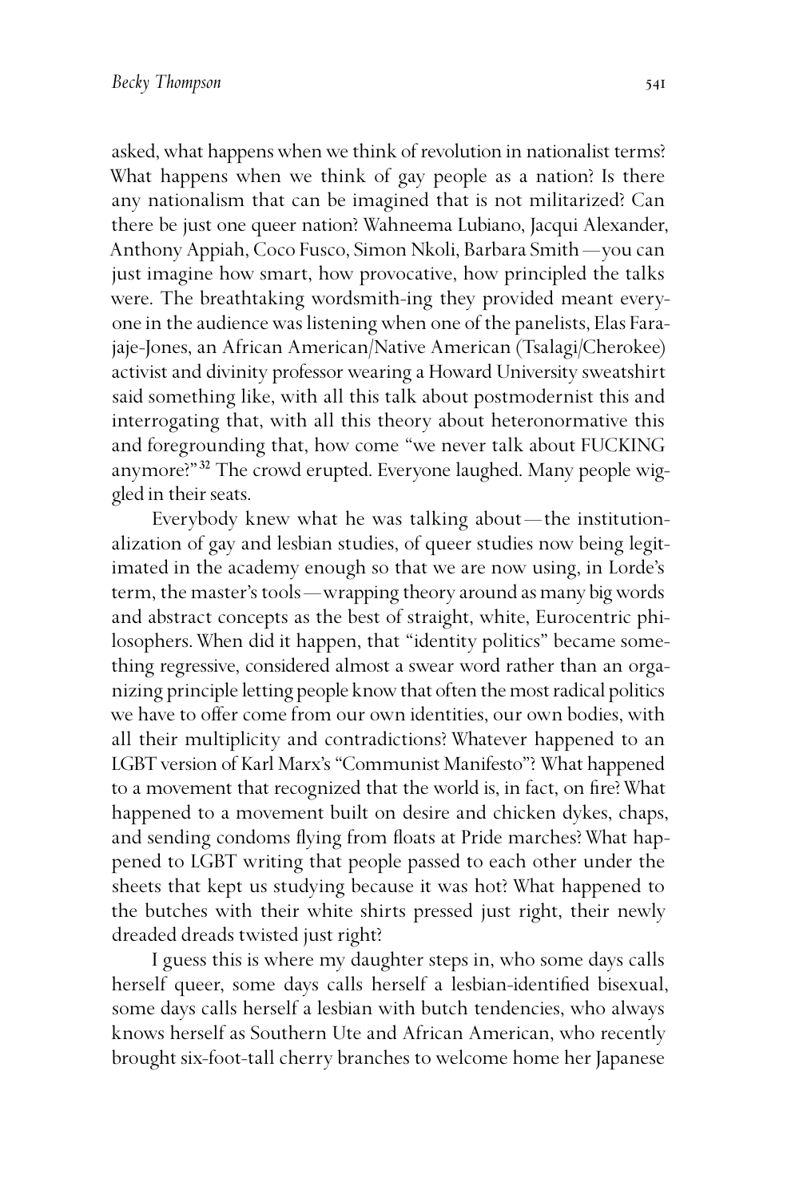asked, what happens when we think of revolution in nationalist terms? What happens when we think of gay people as a nation? Is there any nationalism that can be imagined that is not militarized? Can there be just one queer nation? Wahneema Lubiano, Jacqui Alexander, Anthony Appiah, Coco Fusco, Simon Nkoli, Barbara Smith—you can just imagine how smart, how provocative, how principled the talks were. The breathtaking wordsmith-ing they provided meant everyone in the audience was listening when one of the panelists, Elas Farajaje-Jones, an African American/Native American (Tsalagi/Cherokee) activist and divinity professor wearing a Howard University sweatshirt said something like, with all this talk about postmodernist this and interrogating that, with all this theory about heteronormative this and foregrounding that, how come "we never talk about FUCKING anymore?"[32] The crowd erupted. Everyone laughed. Many people wiggled in their seats.

Everybody knew what he was talking about—the institutionalization of gay and lesbian studies, of queer studies now being legitimated in the academy enough so that we are now using, in Lorde's term, the master's tools—wrapping theory around as many big words and abstract concepts as the best of straight, white, Eurocentric philosophers. When did it happen, that "identity politics" became something regressive, considered almost a swear word rather than an organizing principle letting people know that often the most radical politics we have to offer come from our own identities, our own bodies, with all their multiplicity and contradictions? Whatever happened to an LGBT version of Karl Marx's "Communist Manifesto"? What happened to a movement that recognized that the world is, in fact, on fire? What happened to a movement built on desire and chicken dykes, chaps, and sending condoms flying from floats at Pride marches? What happened to LGBT writing that people passed to each other under the sheets that kept us studying because it was hot? What happened to the butches with their white shirts pressed just right, their newly dreaded dreads twisted just right?

I guess this is where my daughter steps in, who some days calls herself queer, some days calls herself a lesbian-identified bisexual, some days calls herself a lesbian with butch tendencies, who always knows herself as Southern Ute and African American, who recently brought six-foot-tall cherry branches to welcome home her Japanese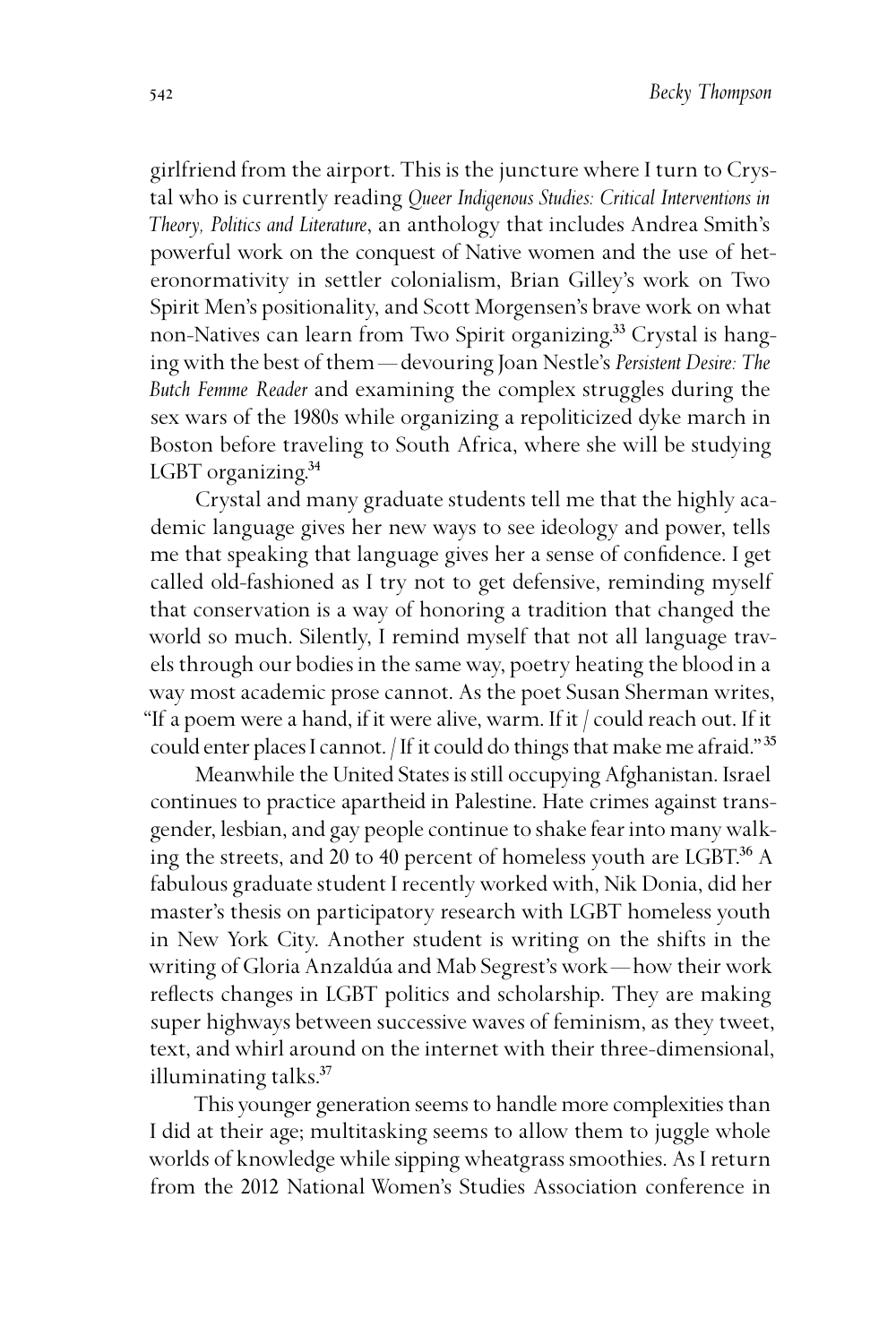girlfriend from the airport. This is the juncture where I turn to Crystal who is currently reading *Queer Indigenous Studies: Critical Interventions in Theory, Politics and Literature*, an anthology that includes Andrea Smith's powerful work on the conquest of Native women and the use of heteronormativity in settler colonialism, Brian Gilley's work on Two Spirit Men's positionality, and Scott Morgensen's brave work on what non-Natives can learn from Two Spirit organizing.[33] Crystal is hanging with the best of them—devouring Joan Nestle's *Persistent Desire: The Butch Femme Reader* and examining the complex struggles during the sex wars of the 1980s while organizing a repoliticized dyke march in Boston before traveling to South Africa, where she will be studying LGBT organizing.[34]

Crystal and many graduate students tell me that the highly academic language gives her new ways to see ideology and power, tells me that speaking that language gives her a sense of confidence. I get called old-fashioned as I try not to get defensive, reminding myself that conservation is a way of honoring a tradition that changed the world so much. Silently, I remind myself that not all language travels through our bodies in the same way, poetry heating the blood in a way most academic prose cannot. As the poet Susan Sherman writes, "If a poem were a hand, if it were alive, warm. If it / could reach out. If it could enter places I cannot. / If it could do things that make me afraid."[35]

Meanwhile the United States is still occupying Afghanistan. Israel continues to practice apartheid in Palestine. Hate crimes against transgender, lesbian, and gay people continue to shake fear into many walking the streets, and 20 to 40 percent of homeless youth are LGBT.[36] A fabulous graduate student I recently worked with, Nik Donia, did her master's thesis on participatory research with LGBT homeless youth in New York City. Another student is writing on the shifts in the writing of Gloria Anzaldúa and Mab Segrest's work—how their work reflects changes in LGBT politics and scholarship. They are making super highways between successive waves of feminism, as they tweet, text, and whirl around on the internet with their three-dimensional, illuminating talks.[37]

This younger generation seems to handle more complexities than I did at their age; multitasking seems to allow them to juggle whole worlds of knowledge while sipping wheatgrass smoothies. As I return from the 2012 National Women's Studies Association conference in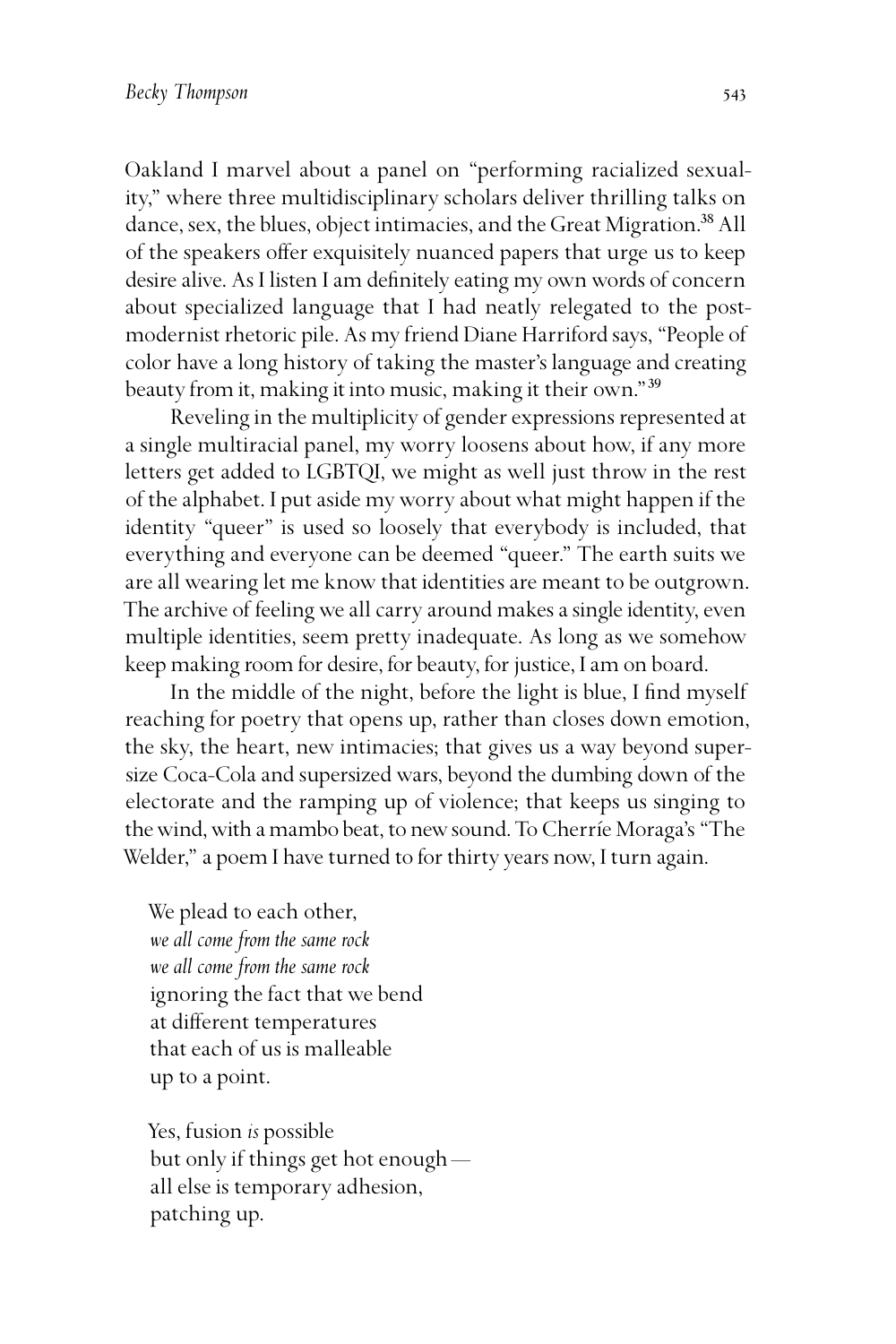Oakland I marvel about a panel on "performing racialized sexuality," where three multidisciplinary scholars deliver thrilling talks on dance, sex, the blues, object intimacies, and the Great Migration.[38] All of the speakers offer exquisitely nuanced papers that urge us to keep desire alive. As I listen I am definitely eating my own words of concern about specialized language that I had neatly relegated to the postmodernist rhetoric pile. As my friend Diane Harriford says, "People of color have a long history of taking the master's language and creating beauty from it, making it into music, making it their own."[39]

Reveling in the multiplicity of gender expressions represented at a single multiracial panel, my worry loosens about how, if any more letters get added to LGBTQI, we might as well just throw in the rest of the alphabet. I put aside my worry about what might happen if the identity "queer" is used so loosely that everybody is included, that everything and everyone can be deemed "queer." The earth suits we are all wearing let me know that identities are meant to be outgrown. The archive of feeling we all carry around makes a single identity, even multiple identities, seem pretty inadequate. As long as we somehow keep making room for desire, for beauty, for justice, I am on board.

In the middle of the night, before the light is blue, I find myself reaching for poetry that opens up, rather than closes down emotion, the sky, the heart, new intimacies; that gives us a way beyond supersize Coca-Cola and supersized wars, beyond the dumbing down of the electorate and the ramping up of violence; that keeps us singing to the wind, with a mambo beat, to new sound. To Cherríe Moraga's "The Welder," a poem I have turned to for thirty years now, I turn again.

> We plead to each other,
> *we all come from the same rock*
> *we all come from the same rock*
> ignoring the fact that we bend
> at different temperatures
> that each of us is malleable
> up to a point.
>
> Yes, fusion *is* possible
> but only if things get hot enough —
> all else is temporary adhesion,
> patching up.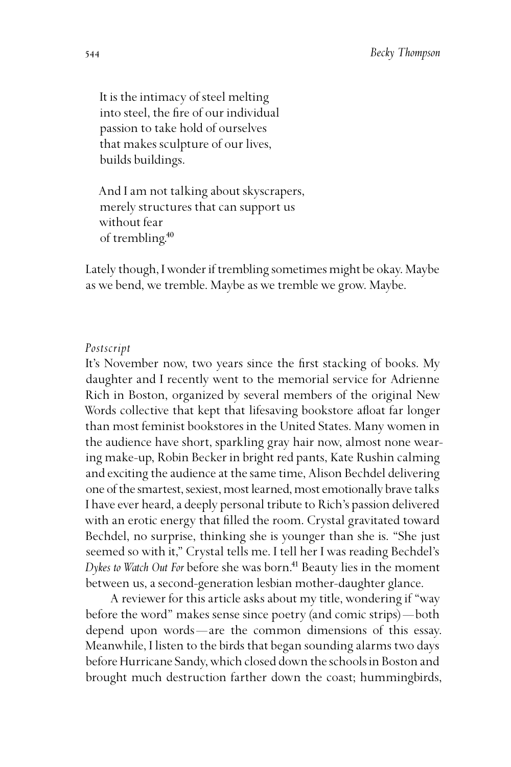It is the intimacy of steel melting  
into steel, the fire of our individual  
passion to take hold of ourselves  
that makes sculpture of our lives,  
builds buildings.

And I am not talking about skyscrapers,  
merely structures that can support us  
without fear  
of trembling.[40]

Lately though, I wonder if trembling sometimes might be okay. Maybe as we bend, we tremble. Maybe as we tremble we grow. Maybe.

*Postscript*

It's November now, two years since the first stacking of books. My daughter and I recently went to the memorial service for Adrienne Rich in Boston, organized by several members of the original New Words collective that kept that lifesaving bookstore afloat far longer than most feminist bookstores in the United States. Many women in the audience have short, sparkling gray hair now, almost none wearing make-up, Robin Becker in bright red pants, Kate Rushin calming and exciting the audience at the same time, Alison Bechdel delivering one of the smartest, sexiest, most learned, most emotionally brave talks I have ever heard, a deeply personal tribute to Rich's passion delivered with an erotic energy that filled the room. Crystal gravitated toward Bechdel, no surprise, thinking she is younger than she is. "She just seemed so with it," Crystal tells me. I tell her I was reading Bechdel's *Dykes to Watch Out For* before she was born.[41] Beauty lies in the moment between us, a second-generation lesbian mother-daughter glance.

A reviewer for this article asks about my title, wondering if "way before the word" makes sense since poetry (and comic strips)—both depend upon words—are the common dimensions of this essay. Meanwhile, I listen to the birds that began sounding alarms two days before Hurricane Sandy, which closed down the schools in Boston and brought much destruction farther down the coast; hummingbirds,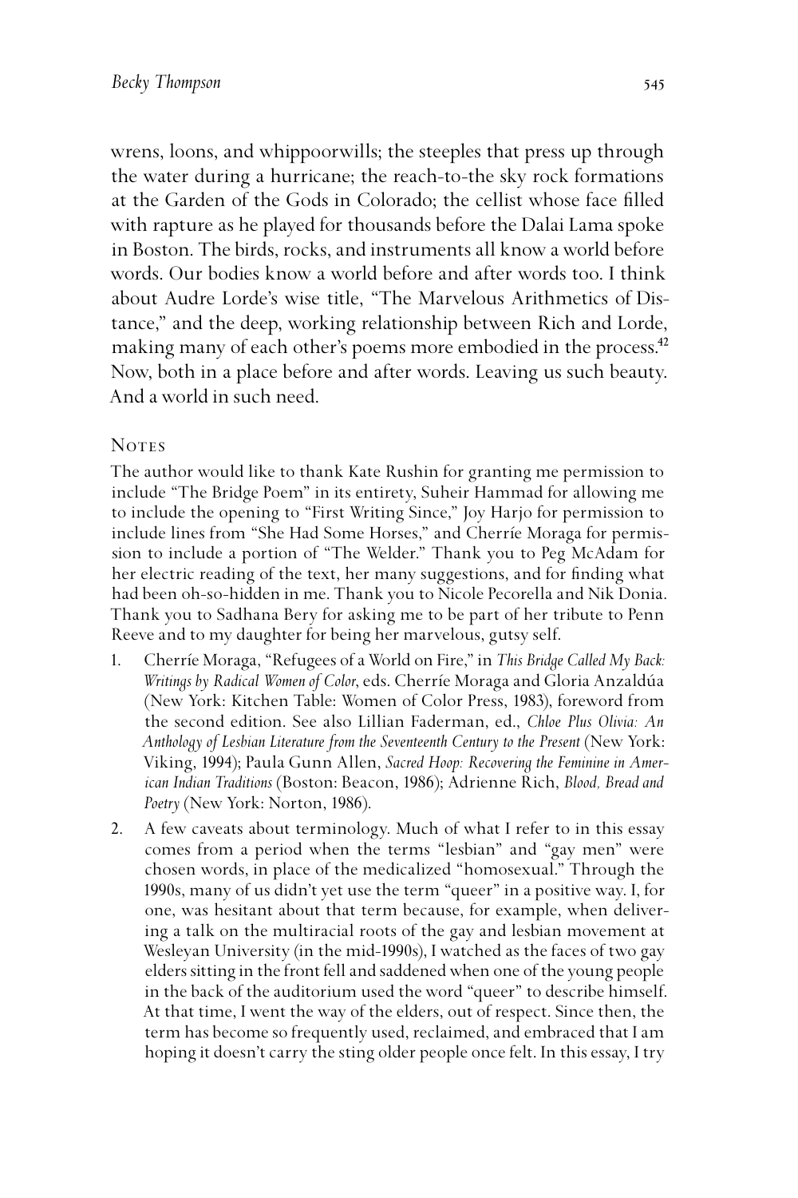wrens, loons, and whippoorwills; the steeples that press up through the water during a hurricane; the reach-to-the sky rock formations at the Garden of the Gods in Colorado; the cellist whose face filled with rapture as he played for thousands before the Dalai Lama spoke in Boston. The birds, rocks, and instruments all know a world before words. Our bodies know a world before and after words too. I think about Audre Lorde's wise title, "The Marvelous Arithmetics of Distance," and the deep, working relationship between Rich and Lorde, making many of each other's poems more embodied in the process.[42] Now, both in a place before and after words. Leaving us such beauty. And a world in such need.

## Notes

The author would like to thank Kate Rushin for granting me permission to include "The Bridge Poem" in its entirety, Suheir Hammad for allowing me to include the opening to "First Writing Since," Joy Harjo for permission to include lines from "She Had Some Horses," and Cherríe Moraga for permission to include a portion of "The Welder." Thank you to Peg McAdam for her electric reading of the text, her many suggestions, and for finding what had been oh-so-hidden in me. Thank you to Nicole Pecorella and Nik Donia. Thank you to Sadhana Bery for asking me to be part of her tribute to Penn Reeve and to my daughter for being her marvelous, gutsy self.

1. Cherríe Moraga, "Refugees of a World on Fire," in *This Bridge Called My Back: Writings by Radical Women of Color*, eds. Cherríe Moraga and Gloria Anzaldúa (New York: Kitchen Table: Women of Color Press, 1983), foreword from the second edition. See also Lillian Faderman, ed., *Chloe Plus Olivia: An Anthology of Lesbian Literature from the Seventeenth Century to the Present* (New York: Viking, 1994); Paula Gunn Allen, *Sacred Hoop: Recovering the Feminine in American Indian Traditions* (Boston: Beacon, 1986); Adrienne Rich, *Blood, Bread and Poetry* (New York: Norton, 1986).
2. A few caveats about terminology. Much of what I refer to in this essay comes from a period when the terms "lesbian" and "gay men" were chosen words, in place of the medicalized "homosexual." Through the 1990s, many of us didn't yet use the term "queer" in a positive way. I, for one, was hesitant about that term because, for example, when delivering a talk on the multiracial roots of the gay and lesbian movement at Wesleyan University (in the mid-1990s), I watched as the faces of two gay elders sitting in the front fell and saddened when one of the young people in the back of the auditorium used the word "queer" to describe himself. At that time, I went the way of the elders, out of respect. Since then, the term has become so frequently used, reclaimed, and embraced that I am hoping it doesn't carry the sting older people once felt. In this essay, I try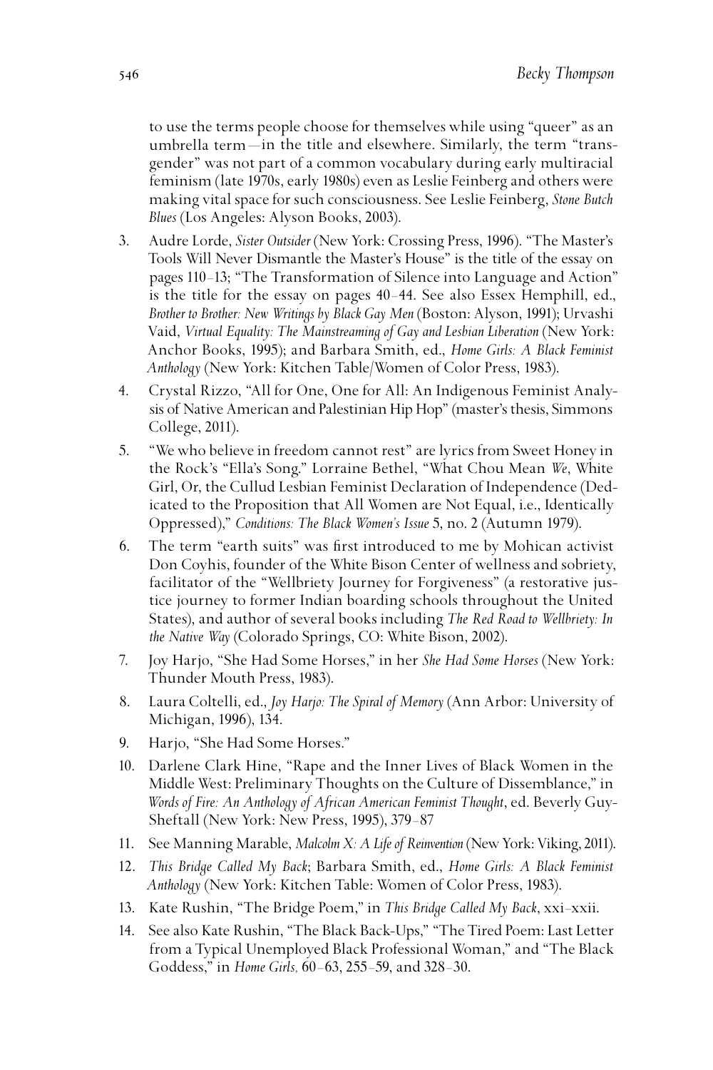to use the terms people choose for themselves while using "queer" as an umbrella term—in the title and elsewhere. Similarly, the term "transgender" was not part of a common vocabulary during early multiracial feminism (late 1970s, early 1980s) even as Leslie Feinberg and others were making vital space for such consciousness. See Leslie Feinberg, *Stone Butch Blues* (Los Angeles: Alyson Books, 2003).

3. Audre Lorde, *Sister Outsider* (New York: Crossing Press, 1996). "The Master's Tools Will Never Dismantle the Master's House" is the title of the essay on pages 110–13; "The Transformation of Silence into Language and Action" is the title for the essay on pages 40–44. See also Essex Hemphill, ed., *Brother to Brother: New Writings by Black Gay Men* (Boston: Alyson, 1991); Urvashi Vaid, *Virtual Equality: The Mainstreaming of Gay and Lesbian Liberation* (New York: Anchor Books, 1995); and Barbara Smith, ed., *Home Girls: A Black Feminist Anthology* (New York: Kitchen Table/Women of Color Press, 1983).
4. Crystal Rizzo, "All for One, One for All: An Indigenous Feminist Analysis of Native American and Palestinian Hip Hop" (master's thesis, Simmons College, 2011).
5. "We who believe in freedom cannot rest" are lyrics from Sweet Honey in the Rock's "Ella's Song." Lorraine Bethel, "What Chou Mean *We*, White Girl, Or, the Cullud Lesbian Feminist Declaration of Independence (Dedicated to the Proposition that All Women are Not Equal, i.e., Identically Oppressed)," *Conditions: The Black Women's Issue* 5, no. 2 (Autumn 1979).
6. The term "earth suits" was first introduced to me by Mohican activist Don Coyhis, founder of the White Bison Center of wellness and sobriety, facilitator of the "Wellbriety Journey for Forgiveness" (a restorative justice journey to former Indian boarding schools throughout the United States), and author of several books including *The Red Road to Wellbriety: In the Native Way* (Colorado Springs, CO: White Bison, 2002).
7. Joy Harjo, "She Had Some Horses," in her *She Had Some Horses* (New York: Thunder Mouth Press, 1983).
8. Laura Coltelli, ed., *Joy Harjo: The Spiral of Memory* (Ann Arbor: University of Michigan, 1996), 134.
9. Harjo, "She Had Some Horses."
10. Darlene Clark Hine, "Rape and the Inner Lives of Black Women in the Middle West: Preliminary Thoughts on the Culture of Dissemblance," in *Words of Fire: An Anthology of African American Feminist Thought*, ed. Beverly Guy-Sheftall (New York: New Press, 1995), 379–87
11. See Manning Marable, *Malcolm X: A Life of Reinvention* (New York: Viking, 2011).
12. *This Bridge Called My Back*; Barbara Smith, ed., *Home Girls: A Black Feminist Anthology* (New York: Kitchen Table: Women of Color Press, 1983).
13. Kate Rushin, "The Bridge Poem," in *This Bridge Called My Back*, xxi–xxii.
14. See also Kate Rushin, "The Black Back-Ups," "The Tired Poem: Last Letter from a Typical Unemployed Black Professional Woman," and "The Black Goddess," in *Home Girls,* 60–63, 255–59, and 328–30.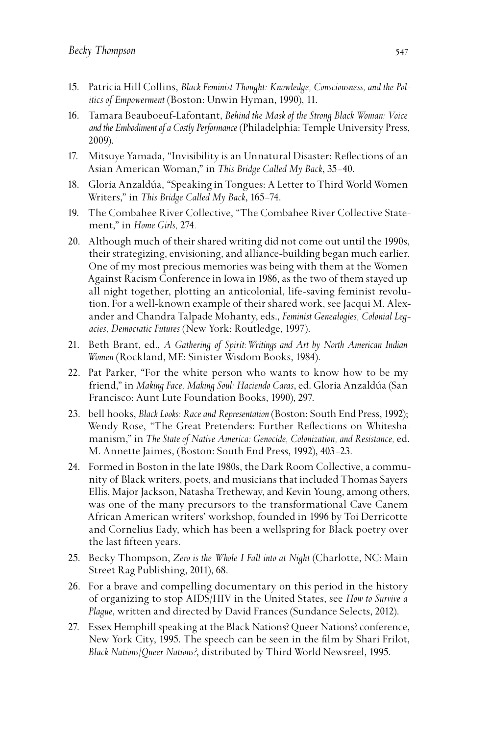15. Patricia Hill Collins, *Black Feminist Thought: Knowledge, Consciousness, and the Politics of Empowerment* (Boston: Unwin Hyman, 1990), 11.
16. Tamara Beauboeuf-Lafontant, *Behind the Mask of the Strong Black Woman: Voice and the Embodiment of a Costly Performance* (Philadelphia: Temple University Press, 2009).
17. Mitsuye Yamada, "Invisibility is an Unnatural Disaster: Reflections of an Asian American Woman," in *This Bridge Called My Back*, 35–40.
18. Gloria Anzaldúa, "Speaking in Tongues: A Letter to Third World Women Writers," in *This Bridge Called My Back*, 165–74.
19. The Combahee River Collective, "The Combahee River Collective Statement," in *Home Girls,* 274.
20. Although much of their shared writing did not come out until the 1990s, their strategizing, envisioning, and alliance-building began much earlier. One of my most precious memories was being with them at the Women Against Racism Conference in Iowa in 1986, as the two of them stayed up all night together, plotting an anticolonial, life-saving feminist revolution. For a well-known example of their shared work, see Jacqui M. Alexander and Chandra Talpade Mohanty, eds., *Feminist Genealogies, Colonial Legacies, Democratic Futures* (New York: Routledge, 1997).
21. Beth Brant, ed., *A Gathering of Spirit: Writings and Art by North American Indian Women* (Rockland, ME: Sinister Wisdom Books, 1984).
22. Pat Parker, "For the white person who wants to know how to be my friend," in *Making Face, Making Soul: Haciendo Caras*, ed. Gloria Anzaldúa (San Francisco: Aunt Lute Foundation Books, 1990), 297.
23. bell hooks, *Black Looks: Race and Representation* (Boston: South End Press, 1992); Wendy Rose, "The Great Pretenders: Further Reflections on Whiteshamanism," in *The State of Native America: Genocide, Colonization, and Resistance,* ed. M. Annette Jaimes, (Boston: South End Press, 1992), 403–23.
24. Formed in Boston in the late 1980s, the Dark Room Collective, a community of Black writers, poets, and musicians that included Thomas Sayers Ellis, Major Jackson, Natasha Tretheway, and Kevin Young, among others, was one of the many precursors to the transformational Cave Canem African American writers' workshop, founded in 1996 by Toi Derricotte and Cornelius Eady, which has been a wellspring for Black poetry over the last fifteen years.
25. Becky Thompson, *Zero is the Whole I Fall into at Night* (Charlotte, NC: Main Street Rag Publishing, 2011), 68.
26. For a brave and compelling documentary on this period in the history of organizing to stop AIDS/HIV in the United States, see *How to Survive a Plague*, written and directed by David Frances (Sundance Selects, 2012).
27. Essex Hemphill speaking at the Black Nations? Queer Nations? conference, New York City, 1995. The speech can be seen in the film by Shari Frilot, *Black Nations/Queer Nations?*, distributed by Third World Newsreel, 1995.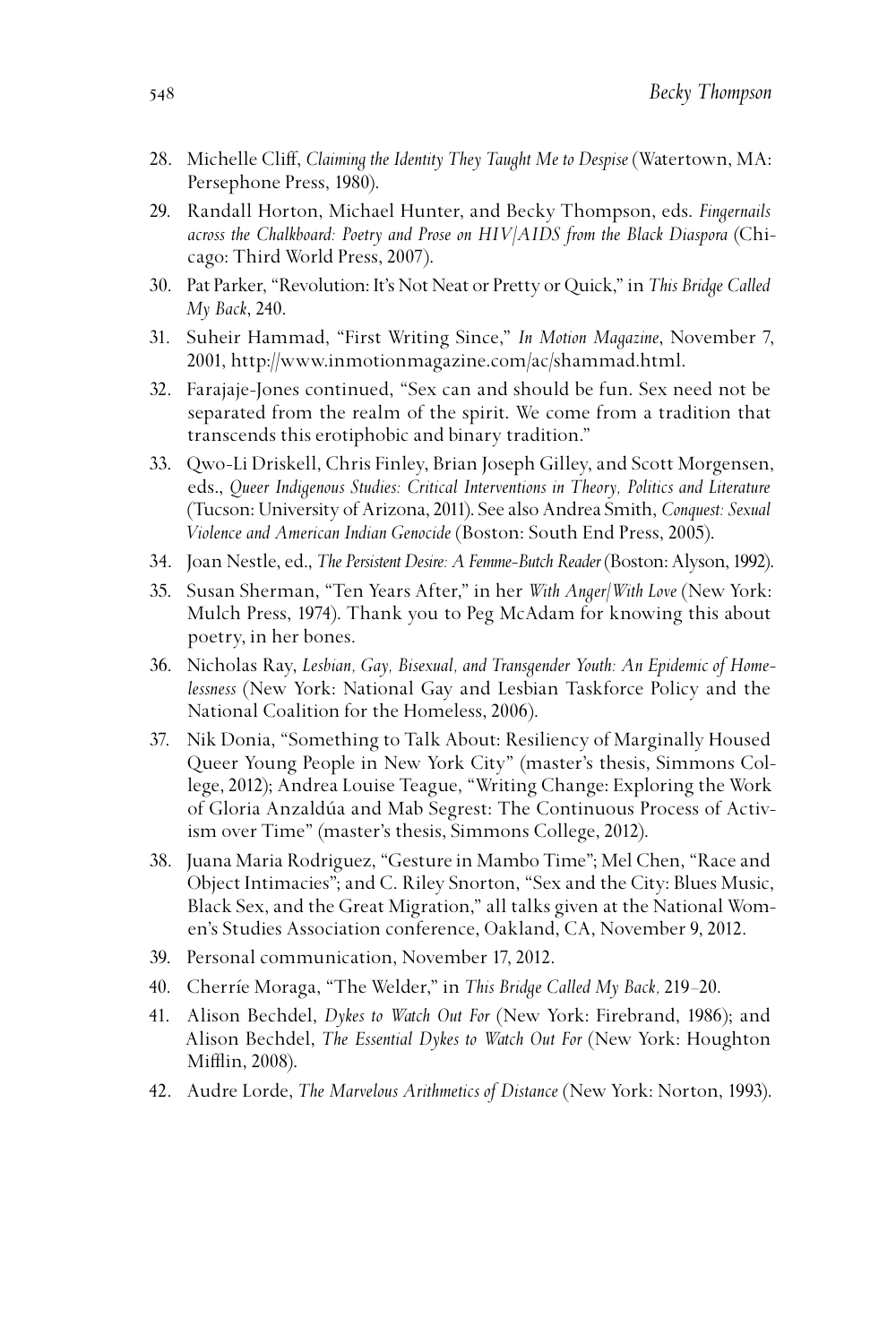28. Michelle Cliff, *Claiming the Identity They Taught Me to Despise* (Watertown, MA: Persephone Press, 1980).
29. Randall Horton, Michael Hunter, and Becky Thompson, eds. *Fingernails across the Chalkboard: Poetry and Prose on HIV/AIDS from the Black Diaspora* (Chicago: Third World Press, 2007).
30. Pat Parker, "Revolution: It's Not Neat or Pretty or Quick," in *This Bridge Called My Back*, 240.
31. Suheir Hammad, "First Writing Since," *In Motion Magazine*, November 7, 2001, http://www.inmotionmagazine.com/ac/shammad.html.
32. Farajaje-Jones continued, "Sex can and should be fun. Sex need not be separated from the realm of the spirit. We come from a tradition that transcends this erotiphobic and binary tradition."
33. Qwo-Li Driskell, Chris Finley, Brian Joseph Gilley, and Scott Morgensen, eds., *Queer Indigenous Studies: Critical Interventions in Theory, Politics and Literature* (Tucson: University of Arizona, 2011). See also Andrea Smith, *Conquest: Sexual Violence and American Indian Genocide* (Boston: South End Press, 2005).
34. Joan Nestle, ed., *The Persistent Desire: A Femme-Butch Reader* (Boston: Alyson, 1992).
35. Susan Sherman, "Ten Years After," in her *With Anger/With Love* (New York: Mulch Press, 1974). Thank you to Peg McAdam for knowing this about poetry, in her bones.
36. Nicholas Ray, *Lesbian, Gay, Bisexual, and Transgender Youth: An Epidemic of Homelessness* (New York: National Gay and Lesbian Taskforce Policy and the National Coalition for the Homeless, 2006).
37. Nik Donia, "Something to Talk About: Resiliency of Marginally Housed Queer Young People in New York City" (master's thesis, Simmons College, 2012); Andrea Louise Teague, "Writing Change: Exploring the Work of Gloria Anzaldúa and Mab Segrest: The Continuous Process of Activism over Time" (master's thesis, Simmons College, 2012).
38. Juana Maria Rodriguez, "Gesture in Mambo Time"; Mel Chen, "Race and Object Intimacies"; and C. Riley Snorton, "Sex and the City: Blues Music, Black Sex, and the Great Migration," all talks given at the National Women's Studies Association conference, Oakland, CA, November 9, 2012.
39. Personal communication, November 17, 2012.
40. Cherríe Moraga, "The Welder," in *This Bridge Called My Back,* 219–20.
41. Alison Bechdel, *Dykes to Watch Out For* (New York: Firebrand, 1986); and Alison Bechdel, *The Essential Dykes to Watch Out For* (New York: Houghton Mifflin, 2008).
42. Audre Lorde, *The Marvelous Arithmetics of Distance* (New York: Norton, 1993).